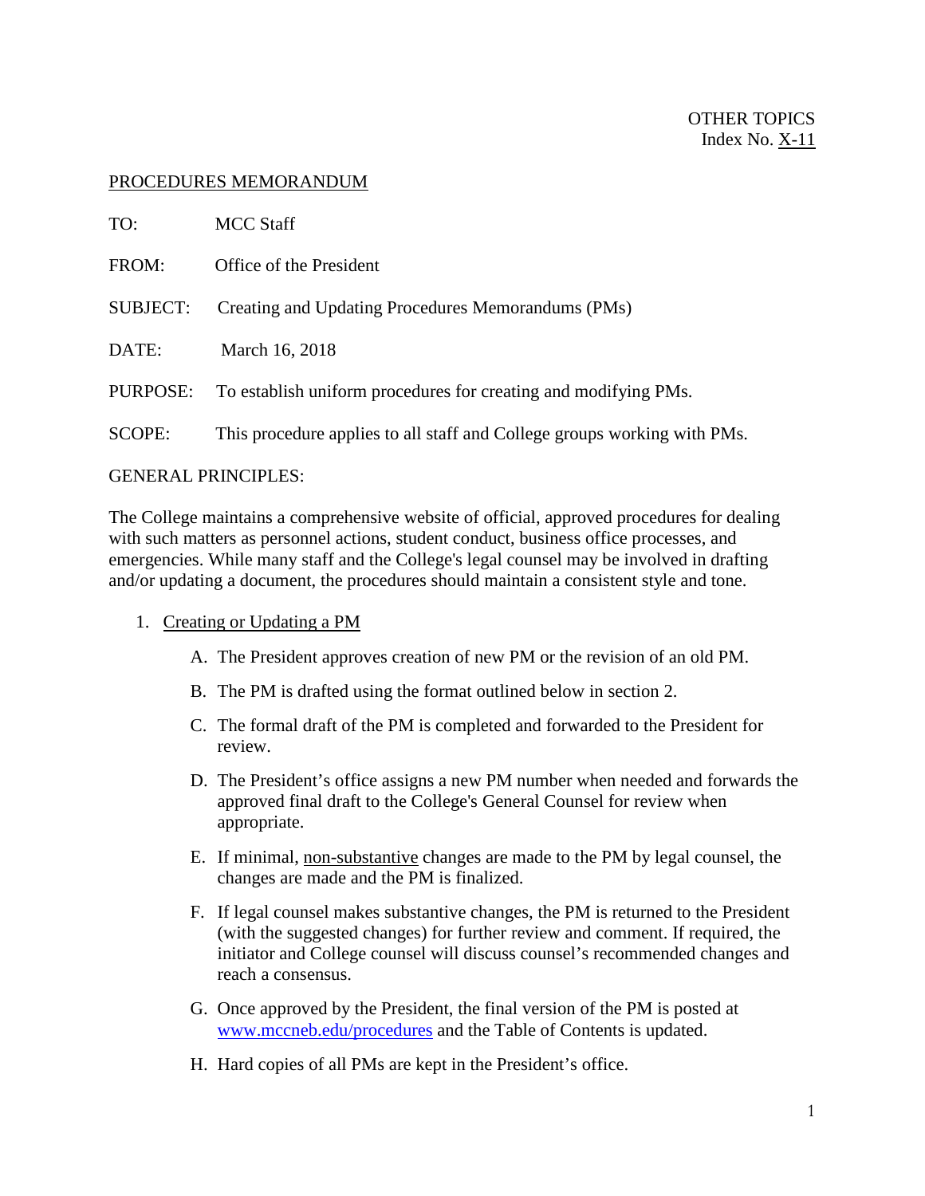OTHER TOPICS
Index No. X-11

PROCEDURES MEMORANDUM

TO: MCC Staff

FROM: Office of the President

SUBJECT: Creating and Updating Procedures Memorandums (PMs)

DATE: March 16, 2018

PURPOSE: To establish uniform procedures for creating and modifying PMs.

SCOPE: This procedure applies to all staff and College groups working with PMs.

GENERAL PRINCIPLES:

The College maintains a comprehensive website of official, approved procedures for dealing with such matters as personnel actions, student conduct, business office processes, and emergencies. While many staff and the College's legal counsel may be involved in drafting and/or updating a document, the procedures should maintain a consistent style and tone.

1. Creating or Updating a PM

   A. The President approves creation of new PM or the revision of an old PM.

   B. The PM is drafted using the format outlined below in section 2.

   C. The formal draft of the PM is completed and forwarded to the President for review.

   D. The President's office assigns a new PM number when needed and forwards the approved final draft to the College's General Counsel for review when appropriate.

   E. If minimal, non-substantive changes are made to the PM by legal counsel, the changes are made and the PM is finalized.

   F. If legal counsel makes substantive changes, the PM is returned to the President (with the suggested changes) for further review and comment. If required, the initiator and College counsel will discuss counsel's recommended changes and reach a consensus.

   G. Once approved by the President, the final version of the PM is posted at www.mccneb.edu/procedures and the Table of Contents is updated.

   H. Hard copies of all PMs are kept in the President's office.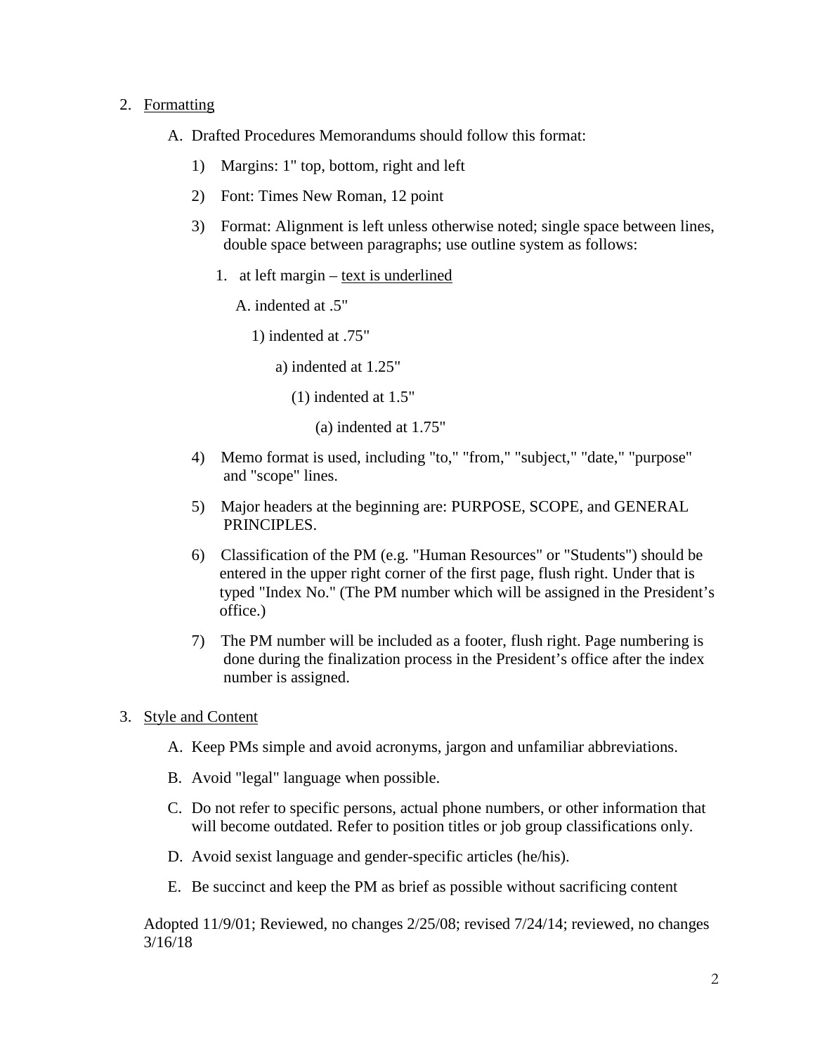2. <u>Formatting</u>

   A. Drafted Procedures Memorandums should follow this format:

      1) Margins: 1" top, bottom, right and left

      2) Font: Times New Roman, 12 point

      3) Format: Alignment is left unless otherwise noted; single space between lines, double space between paragraphs; use outline system as follows:

         1. at left margin – <u>text is underlined</u>

            A. indented at .5"

               1) indented at .75"

                  a) indented at 1.25"

                     (1) indented at 1.5"

                        (a) indented at 1.75"

      4) Memo format is used, including "to," "from," "subject," "date," "purpose" and "scope" lines.

      5) Major headers at the beginning are: PURPOSE, SCOPE, and GENERAL PRINCIPLES.

      6) Classification of the PM (e.g. "Human Resources" or "Students") should be entered in the upper right corner of the first page, flush right. Under that is typed "Index No." (The PM number which will be assigned in the President's office.)

      7) The PM number will be included as a footer, flush right. Page numbering is done during the finalization process in the President's office after the index number is assigned.

3. <u>Style and Content</u>

   A. Keep PMs simple and avoid acronyms, jargon and unfamiliar abbreviations.

   B. Avoid "legal" language when possible.

   C. Do not refer to specific persons, actual phone numbers, or other information that will become outdated. Refer to position titles or job group classifications only.

   D. Avoid sexist language and gender-specific articles (he/his).

   E. Be succinct and keep the PM as brief as possible without sacrificing content

Adopted 11/9/01; Reviewed, no changes 2/25/08; revised 7/24/14; reviewed, no changes 3/16/18